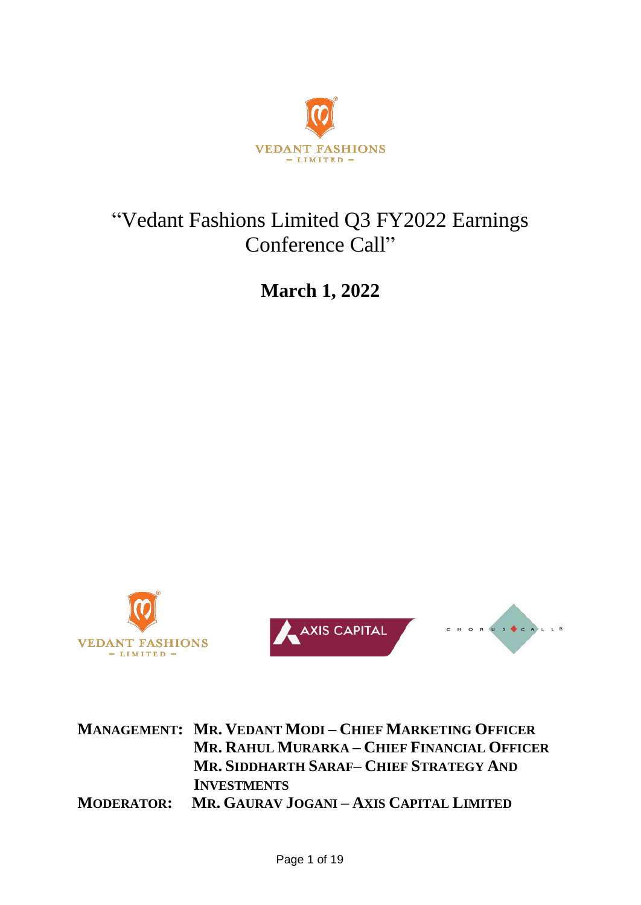# "Vedant Fashions Limited Q3 FY2022 Earnings Conference Call"

**March 1, 2022**

**MANAGEMENT:** **MR. VEDANT MODI – CHIEF MARKETING OFFICER**
**MR. RAHUL MURARKA – CHIEF FINANCIAL OFFICER**
**MR. SIDDHARTH SARAF– CHIEF STRATEGY AND INVESTMENTS**

**MODERATOR:** **MR. GAURAV JOGANI – AXIS CAPITAL LIMITED**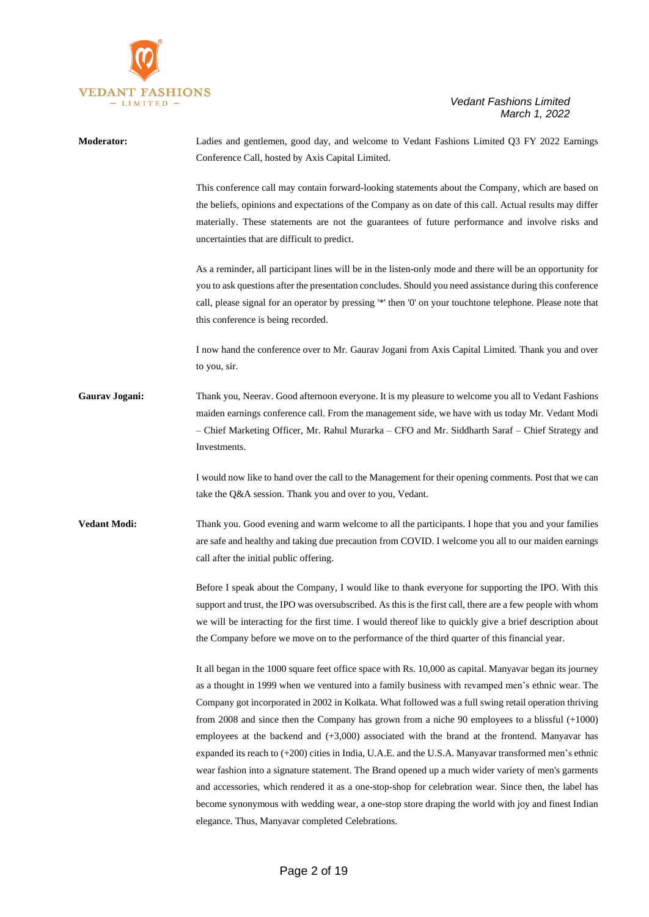**Moderator:** Ladies and gentlemen, good day, and welcome to Vedant Fashions Limited Q3 FY 2022 Earnings Conference Call, hosted by Axis Capital Limited.

This conference call may contain forward-looking statements about the Company, which are based on the beliefs, opinions and expectations of the Company as on date of this call. Actual results may differ materially. These statements are not the guarantees of future performance and involve risks and uncertainties that are difficult to predict.

As a reminder, all participant lines will be in the listen-only mode and there will be an opportunity for you to ask questions after the presentation concludes. Should you need assistance during this conference call, please signal for an operator by pressing '*' then '0' on your touchtone telephone. Please note that this conference is being recorded.

I now hand the conference over to Mr. Gaurav Jogani from Axis Capital Limited. Thank you and over to you, sir.

**Gaurav Jogani:** Thank you, Neerav. Good afternoon everyone. It is my pleasure to welcome you all to Vedant Fashions maiden earnings conference call. From the management side, we have with us today Mr. Vedant Modi – Chief Marketing Officer, Mr. Rahul Murarka – CFO and Mr. Siddharth Saraf – Chief Strategy and Investments.

I would now like to hand over the call to the Management for their opening comments. Post that we can take the Q&A session. Thank you and over to you, Vedant.

**Vedant Modi:** Thank you. Good evening and warm welcome to all the participants. I hope that you and your families are safe and healthy and taking due precaution from COVID. I welcome you all to our maiden earnings call after the initial public offering.

Before I speak about the Company, I would like to thank everyone for supporting the IPO. With this support and trust, the IPO was oversubscribed. As this is the first call, there are a few people with whom we will be interacting for the first time. I would thereof like to quickly give a brief description about the Company before we move on to the performance of the third quarter of this financial year.

It all began in the 1000 square feet office space with Rs. 10,000 as capital. Manyavar began its journey as a thought in 1999 when we ventured into a family business with revamped men's ethnic wear. The Company got incorporated in 2002 in Kolkata. What followed was a full swing retail operation thriving from 2008 and since then the Company has grown from a niche 90 employees to a blissful (+1000) employees at the backend and (+3,000) associated with the brand at the frontend. Manyavar has expanded its reach to (+200) cities in India, U.A.E. and the U.S.A. Manyavar transformed men's ethnic wear fashion into a signature statement. The Brand opened up a much wider variety of men's garments and accessories, which rendered it as a one-stop-shop for celebration wear. Since then, the label has become synonymous with wedding wear, a one-stop store draping the world with joy and finest Indian elegance. Thus, Manyavar completed Celebrations.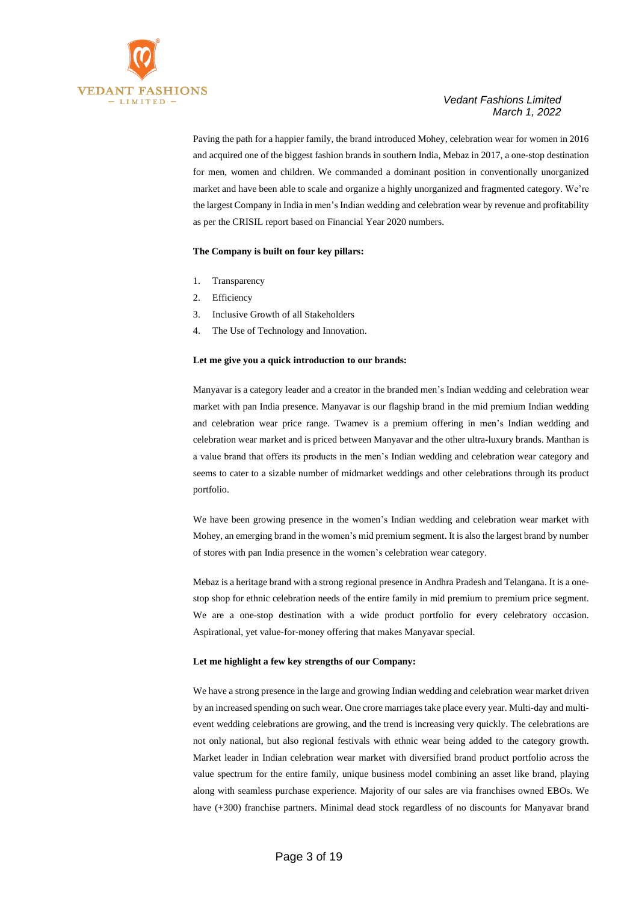Paving the path for a happier family, the brand introduced Mohey, celebration wear for women in 2016 and acquired one of the biggest fashion brands in southern India, Mebaz in 2017, a one-stop destination for men, women and children. We commanded a dominant position in conventionally unorganized market and have been able to scale and organize a highly unorganized and fragmented category. We're the largest Company in India in men's Indian wedding and celebration wear by revenue and profitability as per the CRISIL report based on Financial Year 2020 numbers.

**The Company is built on four key pillars:**

1. Transparency
2. Efficiency
3. Inclusive Growth of all Stakeholders
4. The Use of Technology and Innovation.

**Let me give you a quick introduction to our brands:**

Manyavar is a category leader and a creator in the branded men's Indian wedding and celebration wear market with pan India presence. Manyavar is our flagship brand in the mid premium Indian wedding and celebration wear price range. Twamev is a premium offering in men's Indian wedding and celebration wear market and is priced between Manyavar and the other ultra-luxury brands. Manthan is a value brand that offers its products in the men's Indian wedding and celebration wear category and seems to cater to a sizable number of midmarket weddings and other celebrations through its product portfolio.

We have been growing presence in the women's Indian wedding and celebration wear market with Mohey, an emerging brand in the women's mid premium segment. It is also the largest brand by number of stores with pan India presence in the women's celebration wear category.

Mebaz is a heritage brand with a strong regional presence in Andhra Pradesh and Telangana. It is a one-stop shop for ethnic celebration needs of the entire family in mid premium to premium price segment. We are a one-stop destination with a wide product portfolio for every celebratory occasion. Aspirational, yet value-for-money offering that makes Manyavar special.

**Let me highlight a few key strengths of our Company:**

We have a strong presence in the large and growing Indian wedding and celebration wear market driven by an increased spending on such wear. One crore marriages take place every year. Multi-day and multi-event wedding celebrations are growing, and the trend is increasing very quickly. The celebrations are not only national, but also regional festivals with ethnic wear being added to the category growth. Market leader in Indian celebration wear market with diversified brand product portfolio across the value spectrum for the entire family, unique business model combining an asset like brand, playing along with seamless purchase experience. Majority of our sales are via franchises owned EBOs. We have (+300) franchise partners. Minimal dead stock regardless of no discounts for Manyavar brand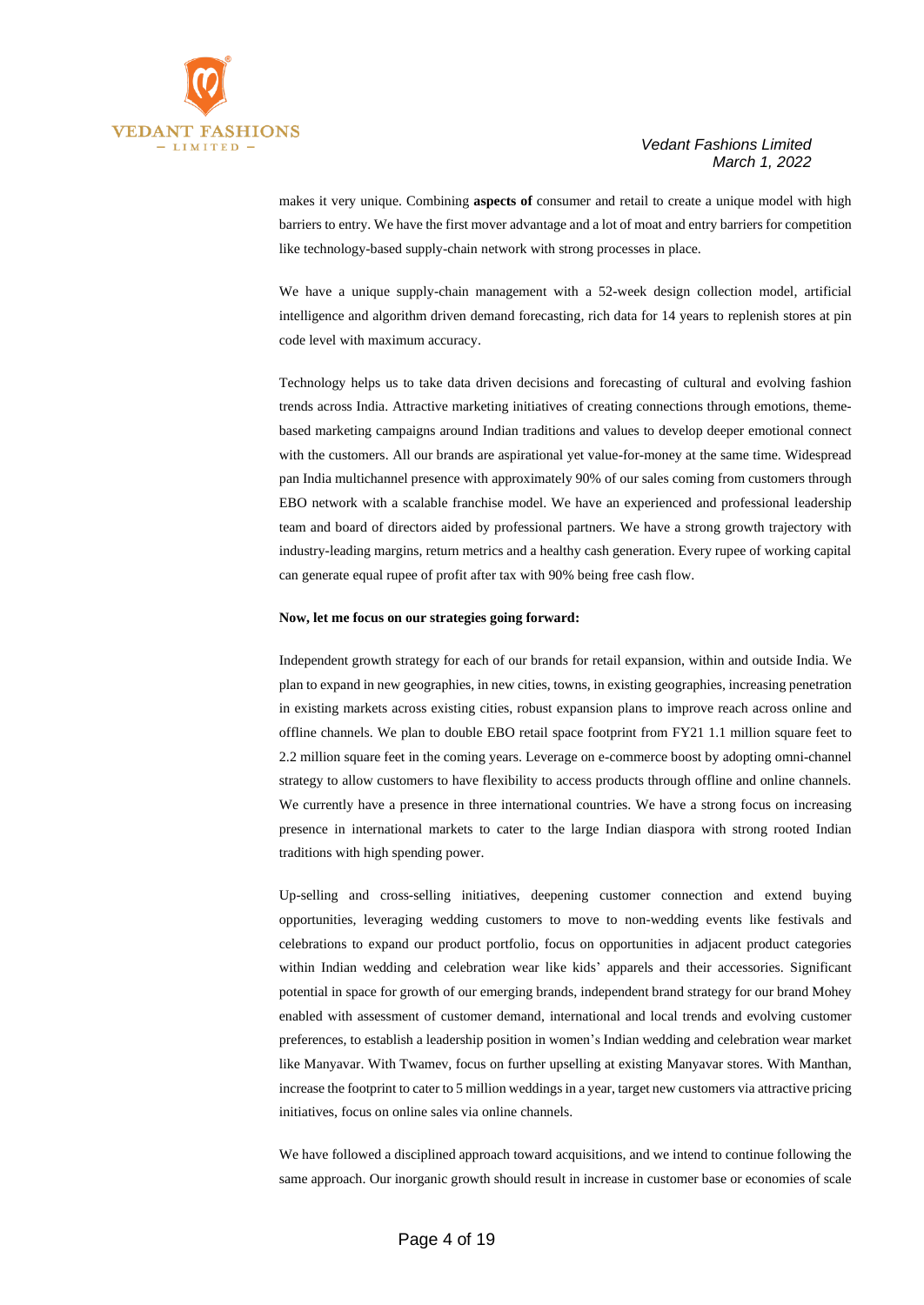makes it very unique. Combining **aspects of** consumer and retail to create a unique model with high barriers to entry. We have the first mover advantage and a lot of moat and entry barriers for competition like technology-based supply-chain network with strong processes in place.

We have a unique supply-chain management with a 52-week design collection model, artificial intelligence and algorithm driven demand forecasting, rich data for 14 years to replenish stores at pin code level with maximum accuracy.

Technology helps us to take data driven decisions and forecasting of cultural and evolving fashion trends across India. Attractive marketing initiatives of creating connections through emotions, theme-based marketing campaigns around Indian traditions and values to develop deeper emotional connect with the customers. All our brands are aspirational yet value-for-money at the same time. Widespread pan India multichannel presence with approximately 90% of our sales coming from customers through EBO network with a scalable franchise model. We have an experienced and professional leadership team and board of directors aided by professional partners. We have a strong growth trajectory with industry-leading margins, return metrics and a healthy cash generation. Every rupee of working capital can generate equal rupee of profit after tax with 90% being free cash flow.

**Now, let me focus on our strategies going forward:**

Independent growth strategy for each of our brands for retail expansion, within and outside India. We plan to expand in new geographies, in new cities, towns, in existing geographies, increasing penetration in existing markets across existing cities, robust expansion plans to improve reach across online and offline channels. We plan to double EBO retail space footprint from FY21 1.1 million square feet to 2.2 million square feet in the coming years. Leverage on e-commerce boost by adopting omni-channel strategy to allow customers to have flexibility to access products through offline and online channels. We currently have a presence in three international countries. We have a strong focus on increasing presence in international markets to cater to the large Indian diaspora with strong rooted Indian traditions with high spending power.

Up-selling and cross-selling initiatives, deepening customer connection and extend buying opportunities, leveraging wedding customers to move to non-wedding events like festivals and celebrations to expand our product portfolio, focus on opportunities in adjacent product categories within Indian wedding and celebration wear like kids' apparels and their accessories. Significant potential in space for growth of our emerging brands, independent brand strategy for our brand Mohey enabled with assessment of customer demand, international and local trends and evolving customer preferences, to establish a leadership position in women's Indian wedding and celebration wear market like Manyavar. With Twamev, focus on further upselling at existing Manyavar stores. With Manthan, increase the footprint to cater to 5 million weddings in a year, target new customers via attractive pricing initiatives, focus on online sales via online channels.

We have followed a disciplined approach toward acquisitions, and we intend to continue following the same approach. Our inorganic growth should result in increase in customer base or economies of scale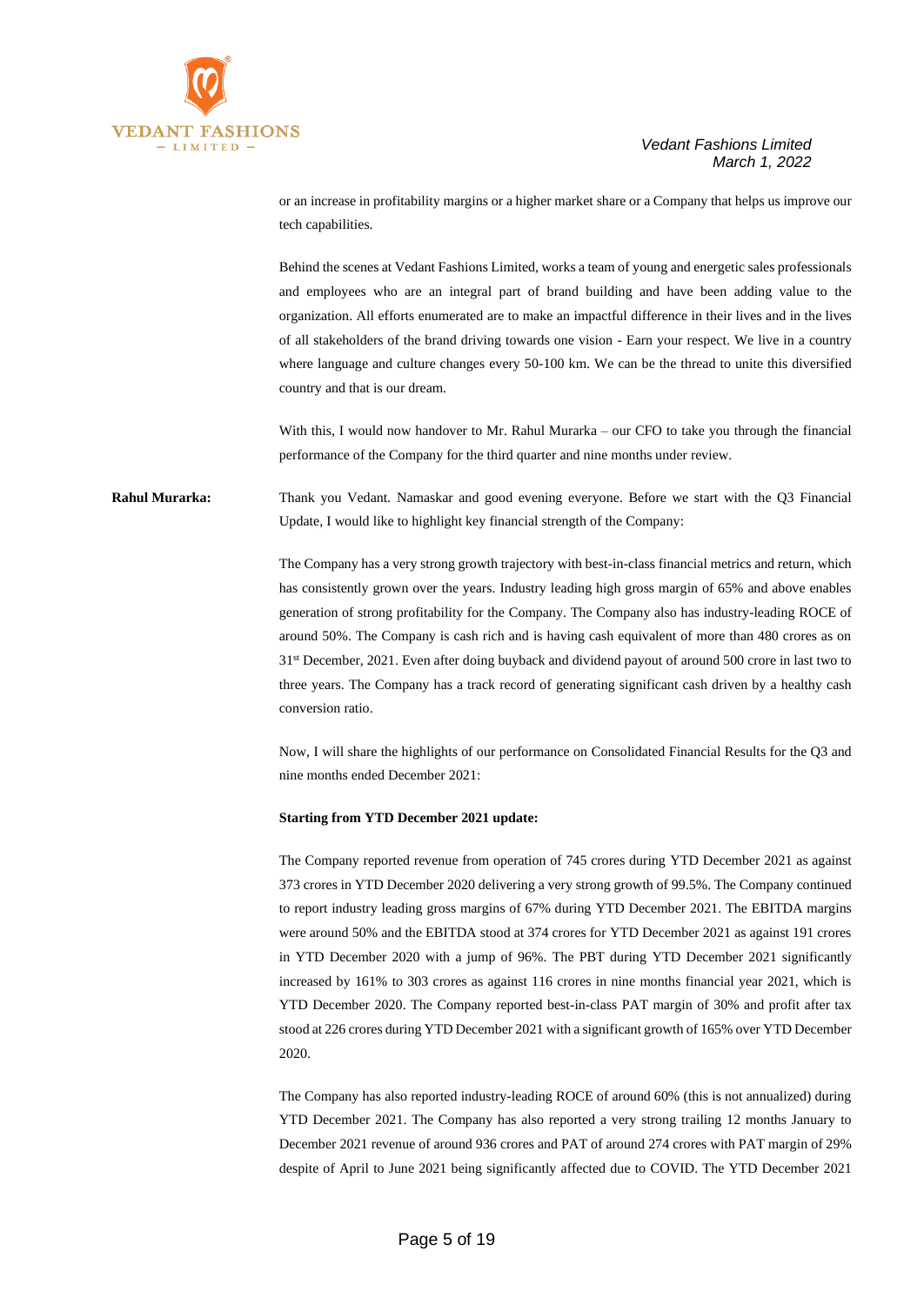or an increase in profitability margins or a higher market share or a Company that helps us improve our tech capabilities.

Behind the scenes at Vedant Fashions Limited, works a team of young and energetic sales professionals and employees who are an integral part of brand building and have been adding value to the organization. All efforts enumerated are to make an impactful difference in their lives and in the lives of all stakeholders of the brand driving towards one vision - Earn your respect. We live in a country where language and culture changes every 50-100 km. We can be the thread to unite this diversified country and that is our dream.

With this, I would now handover to Mr. Rahul Murarka – our CFO to take you through the financial performance of the Company for the third quarter and nine months under review.

**Rahul Murarka:** Thank you Vedant. Namaskar and good evening everyone. Before we start with the Q3 Financial Update, I would like to highlight key financial strength of the Company:

The Company has a very strong growth trajectory with best-in-class financial metrics and return, which has consistently grown over the years. Industry leading high gross margin of 65% and above enables generation of strong profitability for the Company. The Company also has industry-leading ROCE of around 50%. The Company is cash rich and is having cash equivalent of more than 480 crores as on 31st December, 2021. Even after doing buyback and dividend payout of around 500 crore in last two to three years. The Company has a track record of generating significant cash driven by a healthy cash conversion ratio.

Now, I will share the highlights of our performance on Consolidated Financial Results for the Q3 and nine months ended December 2021:

**Starting from YTD December 2021 update:**

The Company reported revenue from operation of 745 crores during YTD December 2021 as against 373 crores in YTD December 2020 delivering a very strong growth of 99.5%. The Company continued to report industry leading gross margins of 67% during YTD December 2021. The EBITDA margins were around 50% and the EBITDA stood at 374 crores for YTD December 2021 as against 191 crores in YTD December 2020 with a jump of 96%. The PBT during YTD December 2021 significantly increased by 161% to 303 crores as against 116 crores in nine months financial year 2021, which is YTD December 2020. The Company reported best-in-class PAT margin of 30% and profit after tax stood at 226 crores during YTD December 2021 with a significant growth of 165% over YTD December 2020.

The Company has also reported industry-leading ROCE of around 60% (this is not annualized) during YTD December 2021. The Company has also reported a very strong trailing 12 months January to December 2021 revenue of around 936 crores and PAT of around 274 crores with PAT margin of 29% despite of April to June 2021 being significantly affected due to COVID. The YTD December 2021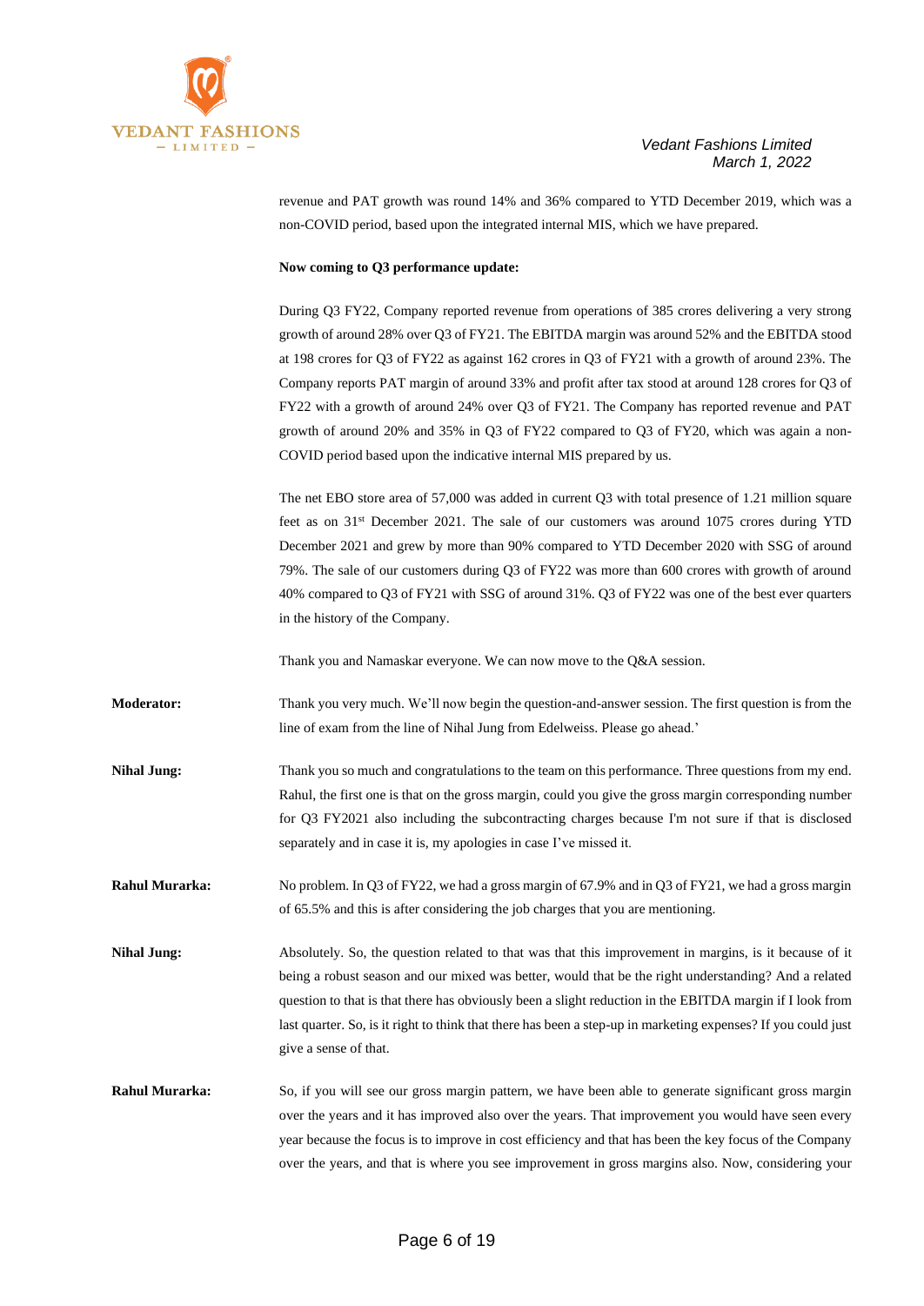revenue and PAT growth was round 14% and 36% compared to YTD December 2019, which was a non-COVID period, based upon the integrated internal MIS, which we have prepared.

**Now coming to Q3 performance update:**

During Q3 FY22, Company reported revenue from operations of 385 crores delivering a very strong growth of around 28% over Q3 of FY21. The EBITDA margin was around 52% and the EBITDA stood at 198 crores for Q3 of FY22 as against 162 crores in Q3 of FY21 with a growth of around 23%. The Company reports PAT margin of around 33% and profit after tax stood at around 128 crores for Q3 of FY22 with a growth of around 24% over Q3 of FY21. The Company has reported revenue and PAT growth of around 20% and 35% in Q3 of FY22 compared to Q3 of FY20, which was again a non-COVID period based upon the indicative internal MIS prepared by us.

The net EBO store area of 57,000 was added in current Q3 with total presence of 1.21 million square feet as on 31st December 2021. The sale of our customers was around 1075 crores during YTD December 2021 and grew by more than 90% compared to YTD December 2020 with SSG of around 79%. The sale of our customers during Q3 of FY22 was more than 600 crores with growth of around 40% compared to Q3 of FY21 with SSG of around 31%. Q3 of FY22 was one of the best ever quarters in the history of the Company.

Thank you and Namaskar everyone. We can now move to the Q&A session.

**Moderator:** Thank you very much. We'll now begin the question-and-answer session. The first question is from the line of exam from the line of Nihal Jung from Edelweiss. Please go ahead.'

**Nihal Jung:** Thank you so much and congratulations to the team on this performance. Three questions from my end. Rahul, the first one is that on the gross margin, could you give the gross margin corresponding number for Q3 FY2021 also including the subcontracting charges because I'm not sure if that is disclosed separately and in case it is, my apologies in case I've missed it.

**Rahul Murarka:** No problem. In Q3 of FY22, we had a gross margin of 67.9% and in Q3 of FY21, we had a gross margin of 65.5% and this is after considering the job charges that you are mentioning.

**Nihal Jung:** Absolutely. So, the question related to that was that this improvement in margins, is it because of it being a robust season and our mixed was better, would that be the right understanding? And a related question to that is that there has obviously been a slight reduction in the EBITDA margin if I look from last quarter. So, is it right to think that there has been a step-up in marketing expenses? If you could just give a sense of that.

**Rahul Murarka:** So, if you will see our gross margin pattern, we have been able to generate significant gross margin over the years and it has improved also over the years. That improvement you would have seen every year because the focus is to improve in cost efficiency and that has been the key focus of the Company over the years, and that is where you see improvement in gross margins also. Now, considering your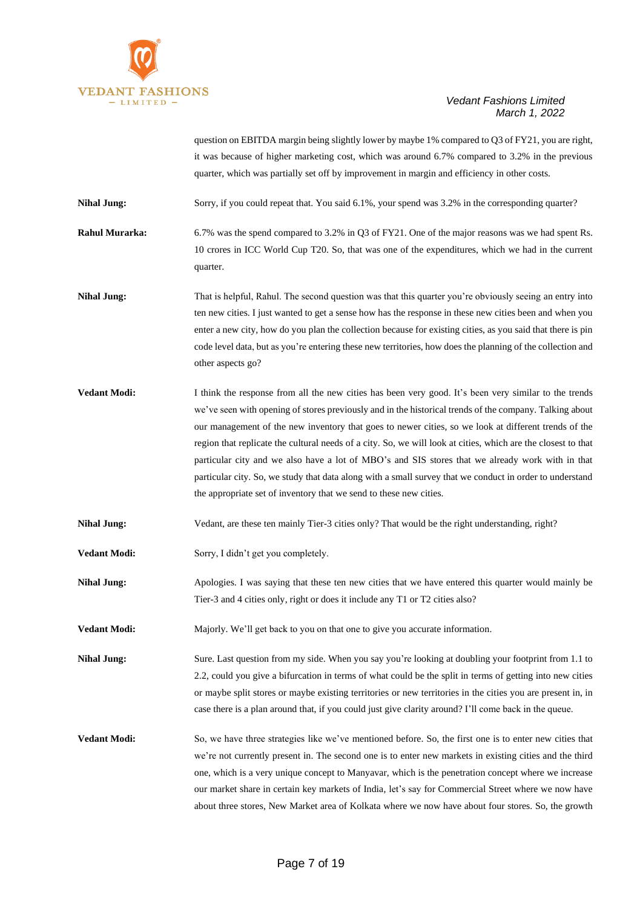question on EBITDA margin being slightly lower by maybe 1% compared to Q3 of FY21, you are right, it was because of higher marketing cost, which was around 6.7% compared to 3.2% in the previous quarter, which was partially set off by improvement in margin and efficiency in other costs.

**Nihal Jung:** Sorry, if you could repeat that. You said 6.1%, your spend was 3.2% in the corresponding quarter?

**Rahul Murarka:** 6.7% was the spend compared to 3.2% in Q3 of FY21. One of the major reasons was we had spent Rs. 10 crores in ICC World Cup T20. So, that was one of the expenditures, which we had in the current quarter.

**Nihal Jung:** That is helpful, Rahul. The second question was that this quarter you're obviously seeing an entry into ten new cities. I just wanted to get a sense how has the response in these new cities been and when you enter a new city, how do you plan the collection because for existing cities, as you said that there is pin code level data, but as you're entering these new territories, how does the planning of the collection and other aspects go?

**Vedant Modi:** I think the response from all the new cities has been very good. It's been very similar to the trends we've seen with opening of stores previously and in the historical trends of the company. Talking about our management of the new inventory that goes to newer cities, so we look at different trends of the region that replicate the cultural needs of a city. So, we will look at cities, which are the closest to that particular city and we also have a lot of MBO's and SIS stores that we already work with in that particular city. So, we study that data along with a small survey that we conduct in order to understand the appropriate set of inventory that we send to these new cities.

**Nihal Jung:** Vedant, are these ten mainly Tier-3 cities only? That would be the right understanding, right?

**Vedant Modi:** Sorry, I didn't get you completely.

**Nihal Jung:** Apologies. I was saying that these ten new cities that we have entered this quarter would mainly be Tier-3 and 4 cities only, right or does it include any T1 or T2 cities also?

**Vedant Modi:** Majorly. We'll get back to you on that one to give you accurate information.

**Nihal Jung:** Sure. Last question from my side. When you say you're looking at doubling your footprint from 1.1 to 2.2, could you give a bifurcation in terms of what could be the split in terms of getting into new cities or maybe split stores or maybe existing territories or new territories in the cities you are present in, in case there is a plan around that, if you could just give clarity around? I'll come back in the queue.

**Vedant Modi:** So, we have three strategies like we've mentioned before. So, the first one is to enter new cities that we're not currently present in. The second one is to enter new markets in existing cities and the third one, which is a very unique concept to Manyavar, which is the penetration concept where we increase our market share in certain key markets of India, let's say for Commercial Street where we now have about three stores, New Market area of Kolkata where we now have about four stores. So, the growth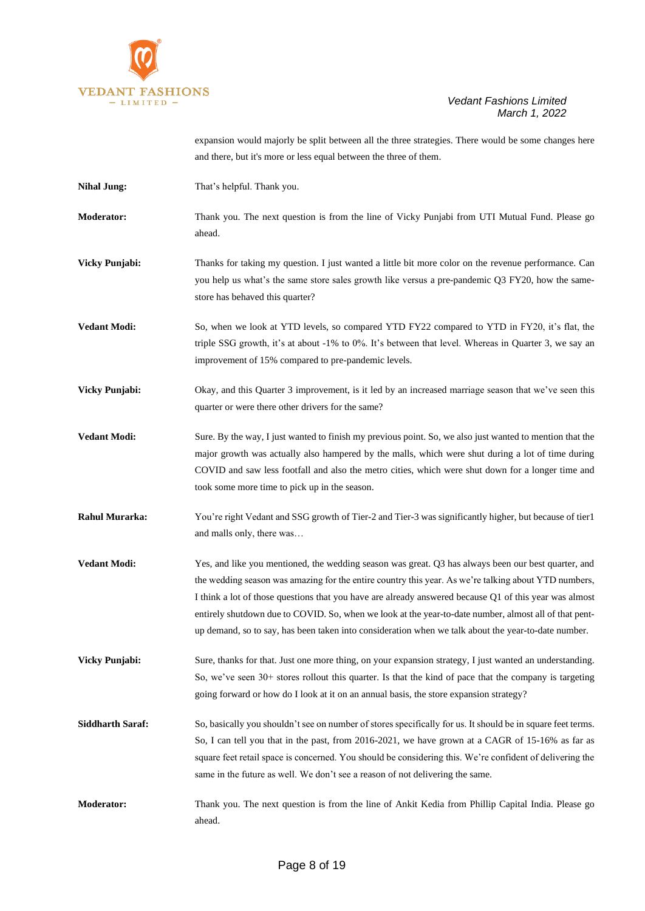expansion would majorly be split between all the three strategies. There would be some changes here and there, but it's more or less equal between the three of them.

**Nihal Jung:** That's helpful. Thank you.

**Moderator:** Thank you. The next question is from the line of Vicky Punjabi from UTI Mutual Fund. Please go ahead.

**Vicky Punjabi:** Thanks for taking my question. I just wanted a little bit more color on the revenue performance. Can you help us what's the same store sales growth like versus a pre-pandemic Q3 FY20, how the same-store has behaved this quarter?

**Vedant Modi:** So, when we look at YTD levels, so compared YTD FY22 compared to YTD in FY20, it's flat, the triple SSG growth, it's at about -1% to 0%. It's between that level. Whereas in Quarter 3, we say an improvement of 15% compared to pre-pandemic levels.

**Vicky Punjabi:** Okay, and this Quarter 3 improvement, is it led by an increased marriage season that we've seen this quarter or were there other drivers for the same?

**Vedant Modi:** Sure. By the way, I just wanted to finish my previous point. So, we also just wanted to mention that the major growth was actually also hampered by the malls, which were shut during a lot of time during COVID and saw less footfall and also the metro cities, which were shut down for a longer time and took some more time to pick up in the season.

**Rahul Murarka:** You're right Vedant and SSG growth of Tier-2 and Tier-3 was significantly higher, but because of tier1 and malls only, there was…

**Vedant Modi:** Yes, and like you mentioned, the wedding season was great. Q3 has always been our best quarter, and the wedding season was amazing for the entire country this year. As we're talking about YTD numbers, I think a lot of those questions that you have are already answered because Q1 of this year was almost entirely shutdown due to COVID. So, when we look at the year-to-date number, almost all of that pent-up demand, so to say, has been taken into consideration when we talk about the year-to-date number.

**Vicky Punjabi:** Sure, thanks for that. Just one more thing, on your expansion strategy, I just wanted an understanding. So, we've seen 30+ stores rollout this quarter. Is that the kind of pace that the company is targeting going forward or how do I look at it on an annual basis, the store expansion strategy?

**Siddharth Saraf:** So, basically you shouldn't see on number of stores specifically for us. It should be in square feet terms. So, I can tell you that in the past, from 2016-2021, we have grown at a CAGR of 15-16% as far as square feet retail space is concerned. You should be considering this. We're confident of delivering the same in the future as well. We don't see a reason of not delivering the same.

**Moderator:** Thank you. The next question is from the line of Ankit Kedia from Phillip Capital India. Please go ahead.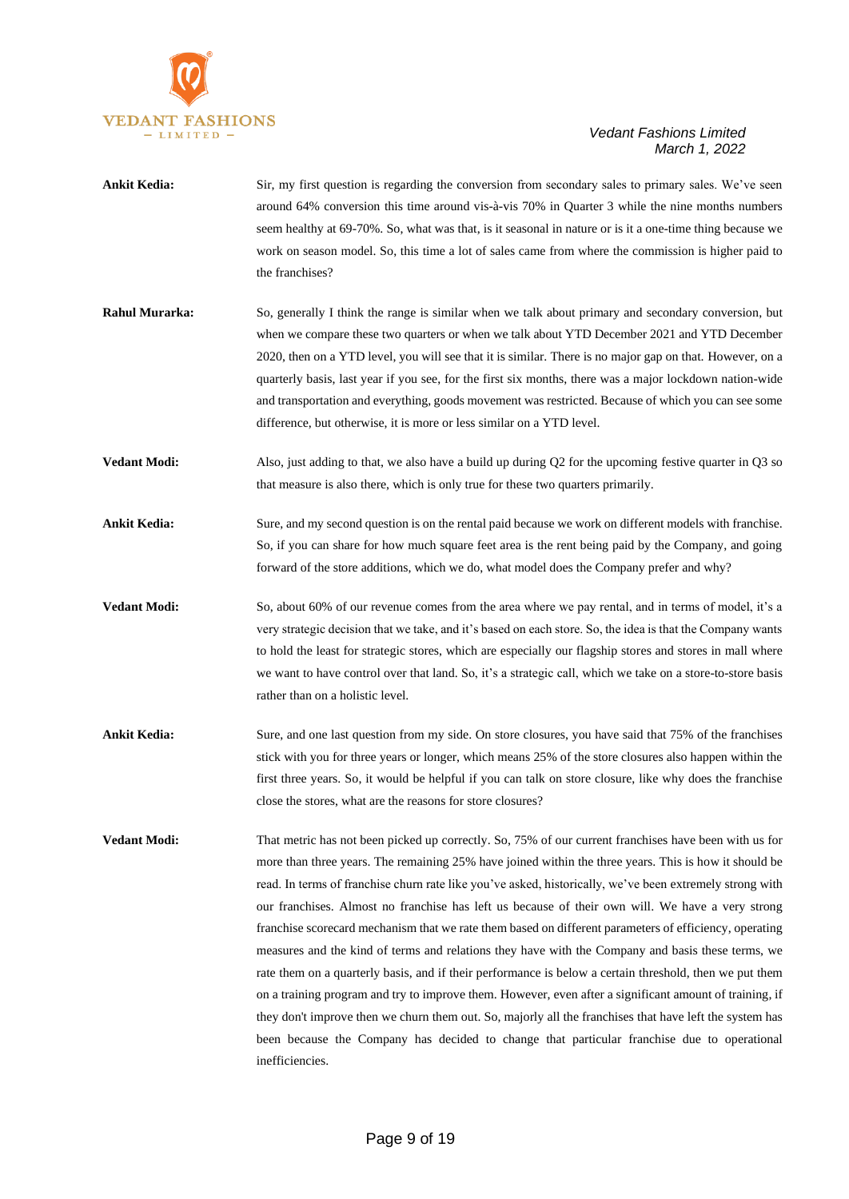**Ankit Kedia:** Sir, my first question is regarding the conversion from secondary sales to primary sales. We've seen around 64% conversion this time around vis-à-vis 70% in Quarter 3 while the nine months numbers seem healthy at 69-70%. So, what was that, is it seasonal in nature or is it a one-time thing because we work on season model. So, this time a lot of sales came from where the commission is higher paid to the franchises?

**Rahul Murarka:** So, generally I think the range is similar when we talk about primary and secondary conversion, but when we compare these two quarters or when we talk about YTD December 2021 and YTD December 2020, then on a YTD level, you will see that it is similar. There is no major gap on that. However, on a quarterly basis, last year if you see, for the first six months, there was a major lockdown nation-wide and transportation and everything, goods movement was restricted. Because of which you can see some difference, but otherwise, it is more or less similar on a YTD level.

**Vedant Modi:** Also, just adding to that, we also have a build up during Q2 for the upcoming festive quarter in Q3 so that measure is also there, which is only true for these two quarters primarily.

**Ankit Kedia:** Sure, and my second question is on the rental paid because we work on different models with franchise. So, if you can share for how much square feet area is the rent being paid by the Company, and going forward of the store additions, which we do, what model does the Company prefer and why?

**Vedant Modi:** So, about 60% of our revenue comes from the area where we pay rental, and in terms of model, it's a very strategic decision that we take, and it's based on each store. So, the idea is that the Company wants to hold the least for strategic stores, which are especially our flagship stores and stores in mall where we want to have control over that land. So, it's a strategic call, which we take on a store-to-store basis rather than on a holistic level.

**Ankit Kedia:** Sure, and one last question from my side. On store closures, you have said that 75% of the franchises stick with you for three years or longer, which means 25% of the store closures also happen within the first three years. So, it would be helpful if you can talk on store closure, like why does the franchise close the stores, what are the reasons for store closures?

**Vedant Modi:** That metric has not been picked up correctly. So, 75% of our current franchises have been with us for more than three years. The remaining 25% have joined within the three years. This is how it should be read. In terms of franchise churn rate like you've asked, historically, we've been extremely strong with our franchises. Almost no franchise has left us because of their own will. We have a very strong franchise scorecard mechanism that we rate them based on different parameters of efficiency, operating measures and the kind of terms and relations they have with the Company and basis these terms, we rate them on a quarterly basis, and if their performance is below a certain threshold, then we put them on a training program and try to improve them. However, even after a significant amount of training, if they don't improve then we churn them out. So, majorly all the franchises that have left the system has been because the Company has decided to change that particular franchise due to operational inefficiencies.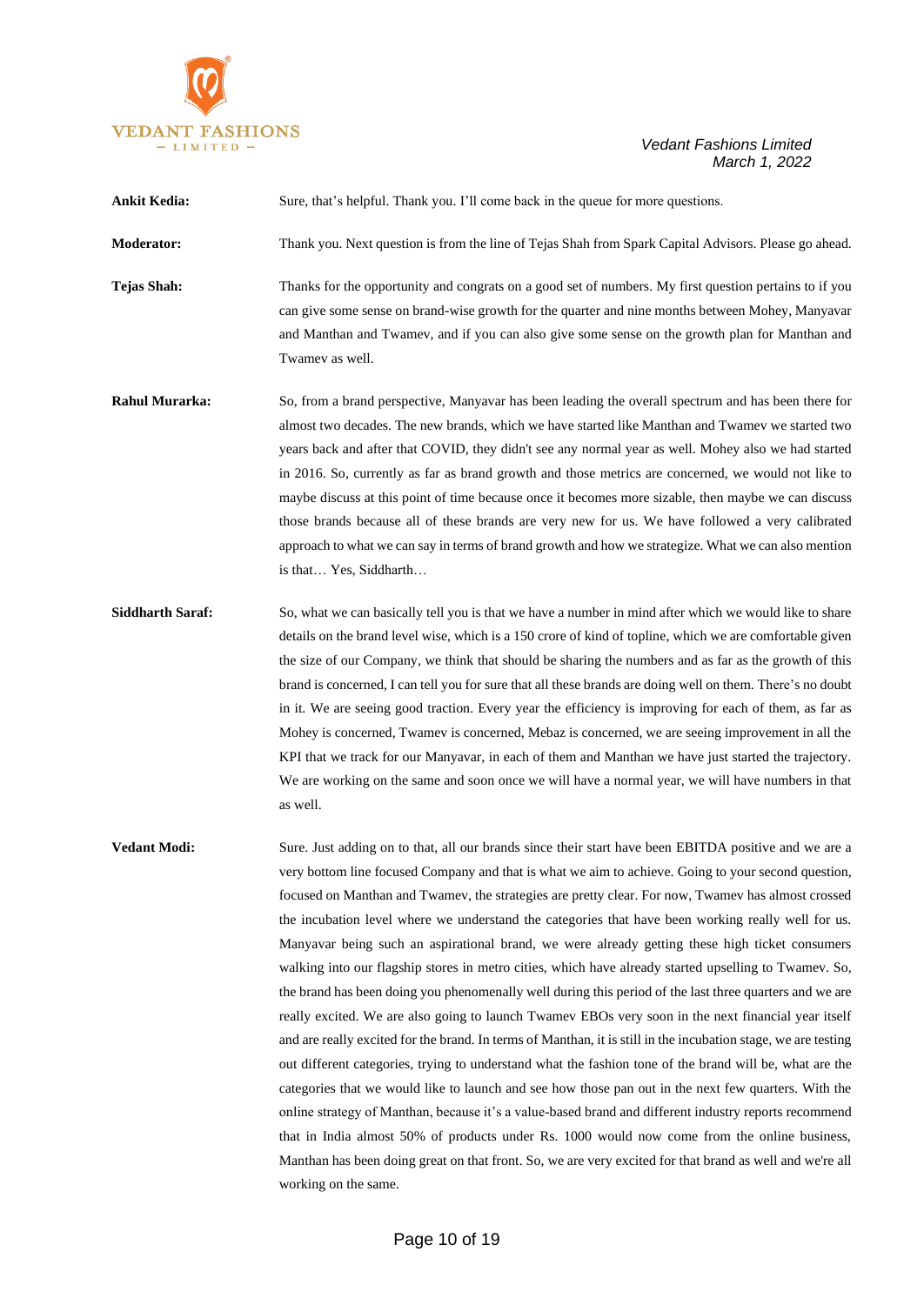**Ankit Kedia:** Sure, that's helpful. Thank you. I'll come back in the queue for more questions.

**Moderator:** Thank you. Next question is from the line of Tejas Shah from Spark Capital Advisors. Please go ahead.

**Tejas Shah:** Thanks for the opportunity and congrats on a good set of numbers. My first question pertains to if you can give some sense on brand-wise growth for the quarter and nine months between Mohey, Manyavar and Manthan and Twamev, and if you can also give some sense on the growth plan for Manthan and Twamev as well.

**Rahul Murarka:** So, from a brand perspective, Manyavar has been leading the overall spectrum and has been there for almost two decades. The new brands, which we have started like Manthan and Twamev we started two years back and after that COVID, they didn't see any normal year as well. Mohey also we had started in 2016. So, currently as far as brand growth and those metrics are concerned, we would not like to maybe discuss at this point of time because once it becomes more sizable, then maybe we can discuss those brands because all of these brands are very new for us. We have followed a very calibrated approach to what we can say in terms of brand growth and how we strategize. What we can also mention is that… Yes, Siddharth…

**Siddharth Saraf:** So, what we can basically tell you is that we have a number in mind after which we would like to share details on the brand level wise, which is a 150 crore of kind of topline, which we are comfortable given the size of our Company, we think that should be sharing the numbers and as far as the growth of this brand is concerned, I can tell you for sure that all these brands are doing well on them. There's no doubt in it. We are seeing good traction. Every year the efficiency is improving for each of them, as far as Mohey is concerned, Twamev is concerned, Mebaz is concerned, we are seeing improvement in all the KPI that we track for our Manyavar, in each of them and Manthan we have just started the trajectory. We are working on the same and soon once we will have a normal year, we will have numbers in that as well.

**Vedant Modi:** Sure. Just adding on to that, all our brands since their start have been EBITDA positive and we are a very bottom line focused Company and that is what we aim to achieve. Going to your second question, focused on Manthan and Twamev, the strategies are pretty clear. For now, Twamev has almost crossed the incubation level where we understand the categories that have been working really well for us. Manyavar being such an aspirational brand, we were already getting these high ticket consumers walking into our flagship stores in metro cities, which have already started upselling to Twamev. So, the brand has been doing you phenomenally well during this period of the last three quarters and we are really excited. We are also going to launch Twamev EBOs very soon in the next financial year itself and are really excited for the brand. In terms of Manthan, it is still in the incubation stage, we are testing out different categories, trying to understand what the fashion tone of the brand will be, what are the categories that we would like to launch and see how those pan out in the next few quarters. With the online strategy of Manthan, because it's a value-based brand and different industry reports recommend that in India almost 50% of products under Rs. 1000 would now come from the online business, Manthan has been doing great on that front. So, we are very excited for that brand as well and we're all working on the same.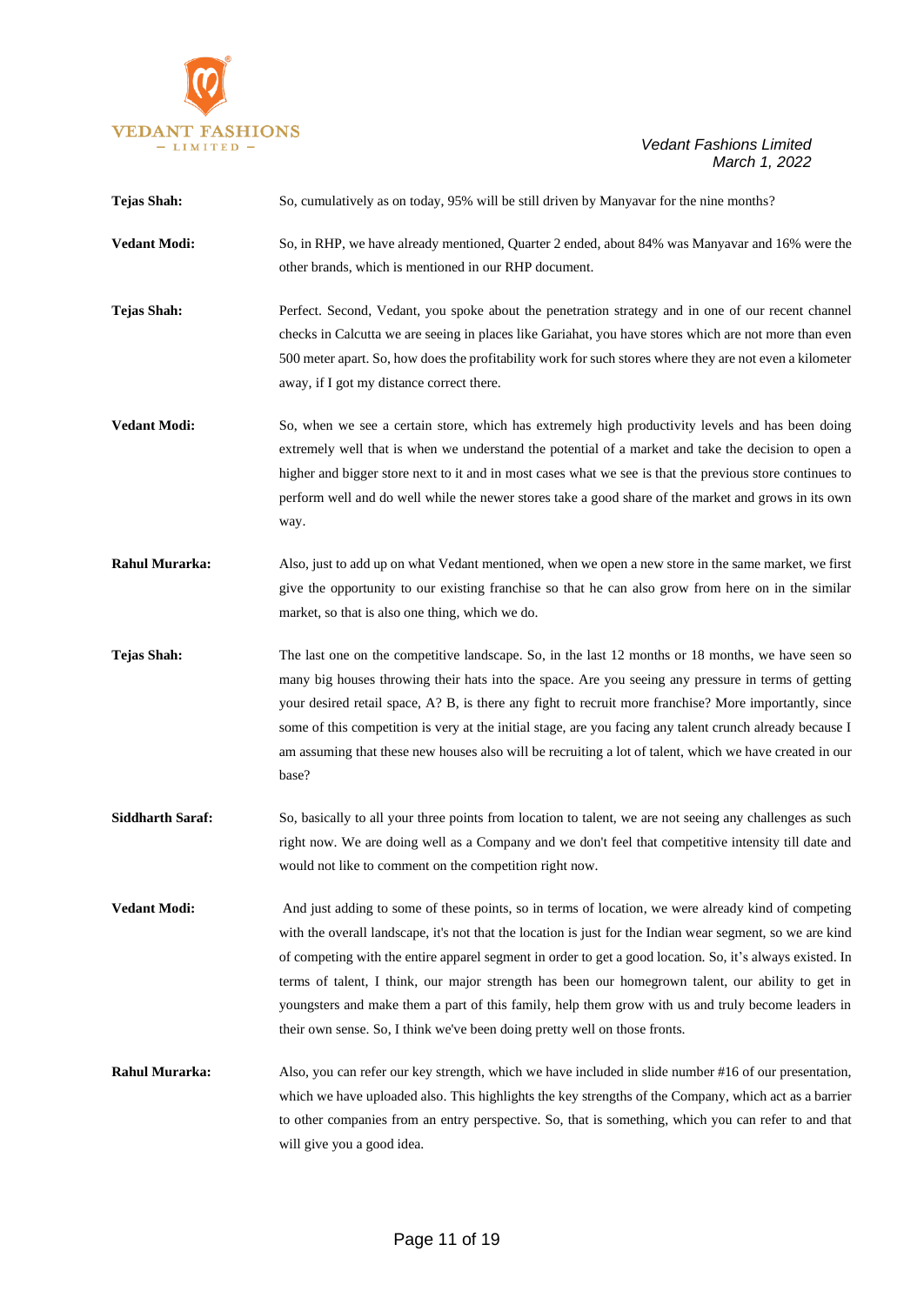**Tejas Shah:** So, cumulatively as on today, 95% will be still driven by Manyavar for the nine months?

**Vedant Modi:** So, in RHP, we have already mentioned, Quarter 2 ended, about 84% was Manyavar and 16% were the other brands, which is mentioned in our RHP document.

**Tejas Shah:** Perfect. Second, Vedant, you spoke about the penetration strategy and in one of our recent channel checks in Calcutta we are seeing in places like Gariahat, you have stores which are not more than even 500 meter apart. So, how does the profitability work for such stores where they are not even a kilometer away, if I got my distance correct there.

**Vedant Modi:** So, when we see a certain store, which has extremely high productivity levels and has been doing extremely well that is when we understand the potential of a market and take the decision to open a higher and bigger store next to it and in most cases what we see is that the previous store continues to perform well and do well while the newer stores take a good share of the market and grows in its own way.

**Rahul Murarka:** Also, just to add up on what Vedant mentioned, when we open a new store in the same market, we first give the opportunity to our existing franchise so that he can also grow from here on in the similar market, so that is also one thing, which we do.

**Tejas Shah:** The last one on the competitive landscape. So, in the last 12 months or 18 months, we have seen so many big houses throwing their hats into the space. Are you seeing any pressure in terms of getting your desired retail space, A? B, is there any fight to recruit more franchise? More importantly, since some of this competition is very at the initial stage, are you facing any talent crunch already because I am assuming that these new houses also will be recruiting a lot of talent, which we have created in our base?

**Siddharth Saraf:** So, basically to all your three points from location to talent, we are not seeing any challenges as such right now. We are doing well as a Company and we don't feel that competitive intensity till date and would not like to comment on the competition right now.

**Vedant Modi:** And just adding to some of these points, so in terms of location, we were already kind of competing with the overall landscape, it's not that the location is just for the Indian wear segment, so we are kind of competing with the entire apparel segment in order to get a good location. So, it's always existed. In terms of talent, I think, our major strength has been our homegrown talent, our ability to get in youngsters and make them a part of this family, help them grow with us and truly become leaders in their own sense. So, I think we've been doing pretty well on those fronts.

**Rahul Murarka:** Also, you can refer our key strength, which we have included in slide number #16 of our presentation, which we have uploaded also. This highlights the key strengths of the Company, which act as a barrier to other companies from an entry perspective. So, that is something, which you can refer to and that will give you a good idea.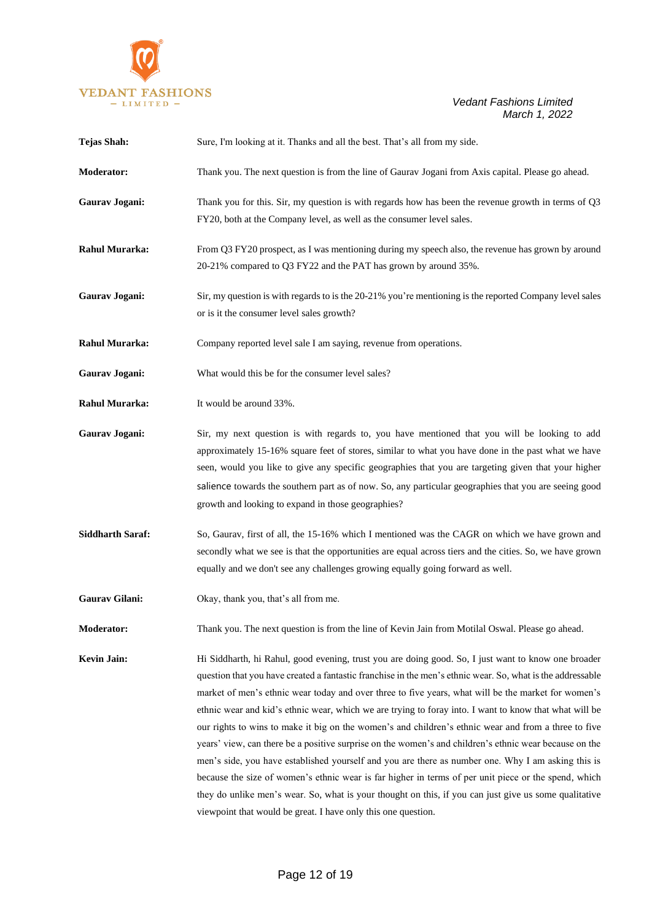**Tejas Shah:** Sure, I'm looking at it. Thanks and all the best. That's all from my side.

**Moderator:** Thank you. The next question is from the line of Gaurav Jogani from Axis capital. Please go ahead.

**Gaurav Jogani:** Thank you for this. Sir, my question is with regards how has been the revenue growth in terms of Q3 FY20, both at the Company level, as well as the consumer level sales.

**Rahul Murarka:** From Q3 FY20 prospect, as I was mentioning during my speech also, the revenue has grown by around 20-21% compared to Q3 FY22 and the PAT has grown by around 35%.

**Gaurav Jogani:** Sir, my question is with regards to is the 20-21% you're mentioning is the reported Company level sales or is it the consumer level sales growth?

**Rahul Murarka:** Company reported level sale I am saying, revenue from operations.

**Gaurav Jogani:** What would this be for the consumer level sales?

**Rahul Murarka:** It would be around 33%.

**Gaurav Jogani:** Sir, my next question is with regards to, you have mentioned that you will be looking to add approximately 15-16% square feet of stores, similar to what you have done in the past what we have seen, would you like to give any specific geographies that you are targeting given that your higher salience towards the southern part as of now. So, any particular geographies that you are seeing good growth and looking to expand in those geographies?

**Siddharth Saraf:** So, Gaurav, first of all, the 15-16% which I mentioned was the CAGR on which we have grown and secondly what we see is that the opportunities are equal across tiers and the cities. So, we have grown equally and we don't see any challenges growing equally going forward as well.

**Gaurav Gilani:** Okay, thank you, that's all from me.

**Moderator:** Thank you. The next question is from the line of Kevin Jain from Motilal Oswal. Please go ahead.

**Kevin Jain:** Hi Siddharth, hi Rahul, good evening, trust you are doing good. So, I just want to know one broader question that you have created a fantastic franchise in the men's ethnic wear. So, what is the addressable market of men's ethnic wear today and over three to five years, what will be the market for women's ethnic wear and kid's ethnic wear, which we are trying to foray into. I want to know that what will be our rights to wins to make it big on the women's and children's ethnic wear and from a three to five years' view, can there be a positive surprise on the women's and children's ethnic wear because on the men's side, you have established yourself and you are there as number one. Why I am asking this is because the size of women's ethnic wear is far higher in terms of per unit piece or the spend, which they do unlike men's wear. So, what is your thought on this, if you can just give us some qualitative viewpoint that would be great. I have only this one question.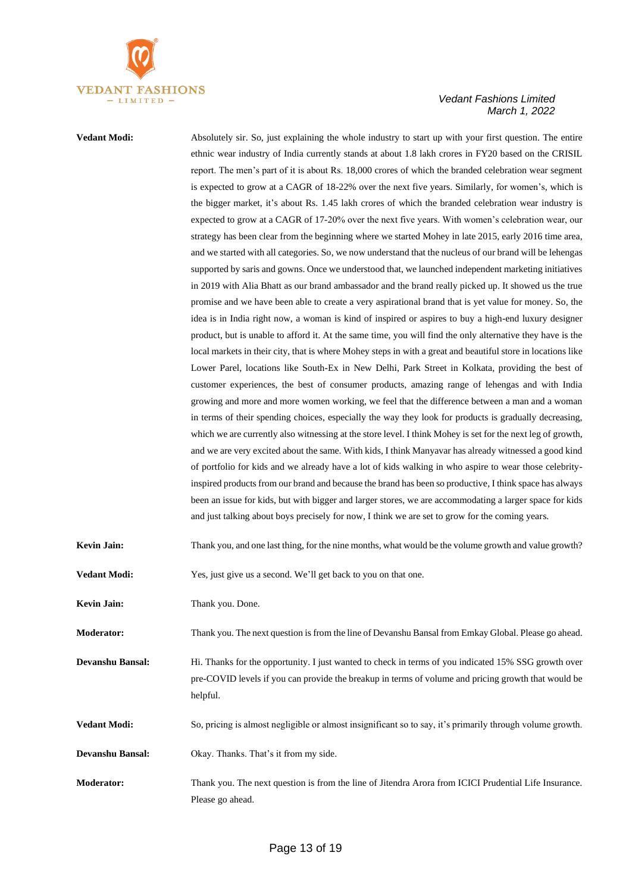**Vedant Modi:** Absolutely sir. So, just explaining the whole industry to start up with your first question. The entire ethnic wear industry of India currently stands at about 1.8 lakh crores in FY20 based on the CRISIL report. The men's part of it is about Rs. 18,000 crores of which the branded celebration wear segment is expected to grow at a CAGR of 18-22% over the next five years. Similarly, for women's, which is the bigger market, it's about Rs. 1.45 lakh crores of which the branded celebration wear industry is expected to grow at a CAGR of 17-20% over the next five years. With women's celebration wear, our strategy has been clear from the beginning where we started Mohey in late 2015, early 2016 time area, and we started with all categories. So, we now understand that the nucleus of our brand will be lehengas supported by saris and gowns. Once we understood that, we launched independent marketing initiatives in 2019 with Alia Bhatt as our brand ambassador and the brand really picked up. It showed us the true promise and we have been able to create a very aspirational brand that is yet value for money. So, the idea is in India right now, a woman is kind of inspired or aspires to buy a high-end luxury designer product, but is unable to afford it. At the same time, you will find the only alternative they have is the local markets in their city, that is where Mohey steps in with a great and beautiful store in locations like Lower Parel, locations like South-Ex in New Delhi, Park Street in Kolkata, providing the best of customer experiences, the best of consumer products, amazing range of lehengas and with India growing and more and more women working, we feel that the difference between a man and a woman in terms of their spending choices, especially the way they look for products is gradually decreasing, which we are currently also witnessing at the store level. I think Mohey is set for the next leg of growth, and we are very excited about the same. With kids, I think Manyavar has already witnessed a good kind of portfolio for kids and we already have a lot of kids walking in who aspire to wear those celebrity-inspired products from our brand and because the brand has been so productive, I think space has always been an issue for kids, but with bigger and larger stores, we are accommodating a larger space for kids and just talking about boys precisely for now, I think we are set to grow for the coming years.

**Kevin Jain:** Thank you, and one last thing, for the nine months, what would be the volume growth and value growth?

**Vedant Modi:** Yes, just give us a second. We'll get back to you on that one.

**Kevin Jain:** Thank you. Done.

**Moderator:** Thank you. The next question is from the line of Devanshu Bansal from Emkay Global. Please go ahead.

**Devanshu Bansal:** Hi. Thanks for the opportunity. I just wanted to check in terms of you indicated 15% SSG growth over pre-COVID levels if you can provide the breakup in terms of volume and pricing growth that would be helpful.

**Vedant Modi:** So, pricing is almost negligible or almost insignificant so to say, it's primarily through volume growth.

**Devanshu Bansal:** Okay. Thanks. That's it from my side.

**Moderator:** Thank you. The next question is from the line of Jitendra Arora from ICICI Prudential Life Insurance. Please go ahead.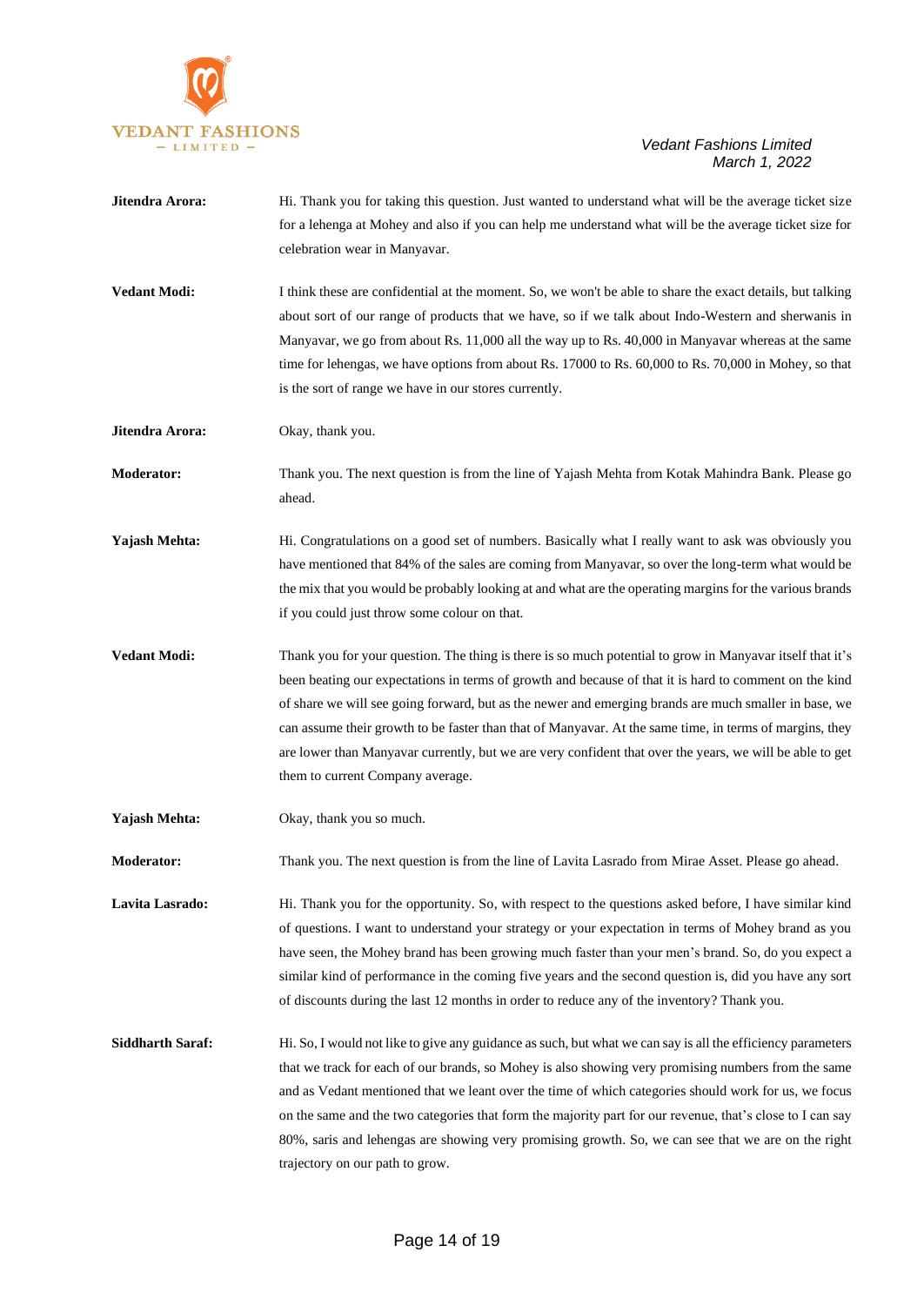**Jitendra Arora:** Hi. Thank you for taking this question. Just wanted to understand what will be the average ticket size for a lehenga at Mohey and also if you can help me understand what will be the average ticket size for celebration wear in Manyavar.

**Vedant Modi:** I think these are confidential at the moment. So, we won't be able to share the exact details, but talking about sort of our range of products that we have, so if we talk about Indo-Western and sherwanis in Manyavar, we go from about Rs. 11,000 all the way up to Rs. 40,000 in Manyavar whereas at the same time for lehengas, we have options from about Rs. 17000 to Rs. 60,000 to Rs. 70,000 in Mohey, so that is the sort of range we have in our stores currently.

**Jitendra Arora:** Okay, thank you.

**Moderator:** Thank you. The next question is from the line of Yajash Mehta from Kotak Mahindra Bank. Please go ahead.

**Yajash Mehta:** Hi. Congratulations on a good set of numbers. Basically what I really want to ask was obviously you have mentioned that 84% of the sales are coming from Manyavar, so over the long-term what would be the mix that you would be probably looking at and what are the operating margins for the various brands if you could just throw some colour on that.

**Vedant Modi:** Thank you for your question. The thing is there is so much potential to grow in Manyavar itself that it's been beating our expectations in terms of growth and because of that it is hard to comment on the kind of share we will see going forward, but as the newer and emerging brands are much smaller in base, we can assume their growth to be faster than that of Manyavar. At the same time, in terms of margins, they are lower than Manyavar currently, but we are very confident that over the years, we will be able to get them to current Company average.

**Yajash Mehta:** Okay, thank you so much.

**Moderator:** Thank you. The next question is from the line of Lavita Lasrado from Mirae Asset. Please go ahead.

**Lavita Lasrado:** Hi. Thank you for the opportunity. So, with respect to the questions asked before, I have similar kind of questions. I want to understand your strategy or your expectation in terms of Mohey brand as you have seen, the Mohey brand has been growing much faster than your men's brand. So, do you expect a similar kind of performance in the coming five years and the second question is, did you have any sort of discounts during the last 12 months in order to reduce any of the inventory? Thank you.

**Siddharth Saraf:** Hi. So, I would not like to give any guidance as such, but what we can say is all the efficiency parameters that we track for each of our brands, so Mohey is also showing very promising numbers from the same and as Vedant mentioned that we leant over the time of which categories should work for us, we focus on the same and the two categories that form the majority part for our revenue, that's close to I can say 80%, saris and lehengas are showing very promising growth. So, we can see that we are on the right trajectory on our path to grow.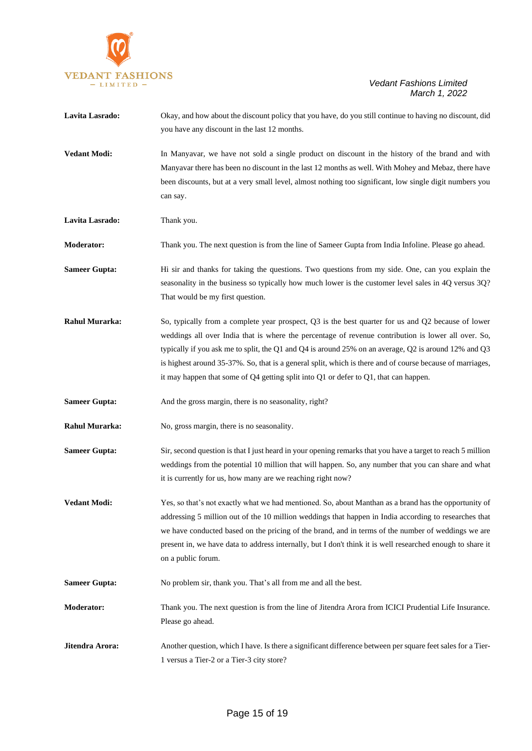**Lavita Lasrado:** Okay, and how about the discount policy that you have, do you still continue to having no discount, did you have any discount in the last 12 months.

**Vedant Modi:** In Manyavar, we have not sold a single product on discount in the history of the brand and with Manyavar there has been no discount in the last 12 months as well. With Mohey and Mebaz, there have been discounts, but at a very small level, almost nothing too significant, low single digit numbers you can say.

**Lavita Lasrado:** Thank you.

**Moderator:** Thank you. The next question is from the line of Sameer Gupta from India Infoline. Please go ahead.

**Sameer Gupta:** Hi sir and thanks for taking the questions. Two questions from my side. One, can you explain the seasonality in the business so typically how much lower is the customer level sales in 4Q versus 3Q? That would be my first question.

**Rahul Murarka:** So, typically from a complete year prospect, Q3 is the best quarter for us and Q2 because of lower weddings all over India that is where the percentage of revenue contribution is lower all over. So, typically if you ask me to split, the Q1 and Q4 is around 25% on an average, Q2 is around 12% and Q3 is highest around 35-37%. So, that is a general split, which is there and of course because of marriages, it may happen that some of Q4 getting split into Q1 or defer to Q1, that can happen.

**Sameer Gupta:** And the gross margin, there is no seasonality, right?

**Rahul Murarka:** No, gross margin, there is no seasonality.

**Sameer Gupta:** Sir, second question is that I just heard in your opening remarks that you have a target to reach 5 million weddings from the potential 10 million that will happen. So, any number that you can share and what it is currently for us, how many are we reaching right now?

**Vedant Modi:** Yes, so that's not exactly what we had mentioned. So, about Manthan as a brand has the opportunity of addressing 5 million out of the 10 million weddings that happen in India according to researches that we have conducted based on the pricing of the brand, and in terms of the number of weddings we are present in, we have data to address internally, but I don't think it is well researched enough to share it on a public forum.

**Sameer Gupta:** No problem sir, thank you. That's all from me and all the best.

**Moderator:** Thank you. The next question is from the line of Jitendra Arora from ICICI Prudential Life Insurance. Please go ahead.

**Jitendra Arora:** Another question, which I have. Is there a significant difference between per square feet sales for a Tier-1 versus a Tier-2 or a Tier-3 city store?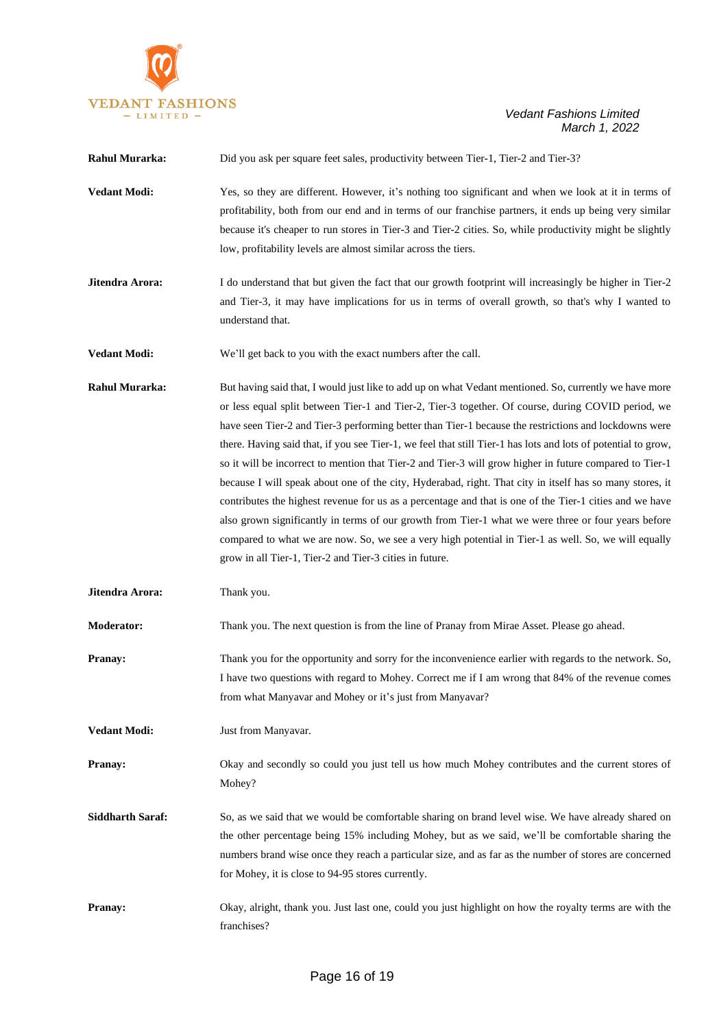**Rahul Murarka:** Did you ask per square feet sales, productivity between Tier-1, Tier-2 and Tier-3?

**Vedant Modi:** Yes, so they are different. However, it's nothing too significant and when we look at it in terms of profitability, both from our end and in terms of our franchise partners, it ends up being very similar because it's cheaper to run stores in Tier-3 and Tier-2 cities. So, while productivity might be slightly low, profitability levels are almost similar across the tiers.

**Jitendra Arora:** I do understand that but given the fact that our growth footprint will increasingly be higher in Tier-2 and Tier-3, it may have implications for us in terms of overall growth, so that's why I wanted to understand that.

**Vedant Modi:** We'll get back to you with the exact numbers after the call.

**Rahul Murarka:** But having said that, I would just like to add up on what Vedant mentioned. So, currently we have more or less equal split between Tier-1 and Tier-2, Tier-3 together. Of course, during COVID period, we have seen Tier-2 and Tier-3 performing better than Tier-1 because the restrictions and lockdowns were there. Having said that, if you see Tier-1, we feel that still Tier-1 has lots and lots of potential to grow, so it will be incorrect to mention that Tier-2 and Tier-3 will grow higher in future compared to Tier-1 because I will speak about one of the city, Hyderabad, right. That city in itself has so many stores, it contributes the highest revenue for us as a percentage and that is one of the Tier-1 cities and we have also grown significantly in terms of our growth from Tier-1 what we were three or four years before compared to what we are now. So, we see a very high potential in Tier-1 as well. So, we will equally grow in all Tier-1, Tier-2 and Tier-3 cities in future.

**Jitendra Arora:** Thank you.

**Moderator:** Thank you. The next question is from the line of Pranay from Mirae Asset. Please go ahead.

**Pranay:** Thank you for the opportunity and sorry for the inconvenience earlier with regards to the network. So, I have two questions with regard to Mohey. Correct me if I am wrong that 84% of the revenue comes from what Manyavar and Mohey or it's just from Manyavar?

**Vedant Modi:** Just from Manyavar.

**Pranay:** Okay and secondly so could you just tell us how much Mohey contributes and the current stores of Mohey?

**Siddharth Saraf:** So, as we said that we would be comfortable sharing on brand level wise. We have already shared on the other percentage being 15% including Mohey, but as we said, we'll be comfortable sharing the numbers brand wise once they reach a particular size, and as far as the number of stores are concerned for Mohey, it is close to 94-95 stores currently.

**Pranay:** Okay, alright, thank you. Just last one, could you just highlight on how the royalty terms are with the franchises?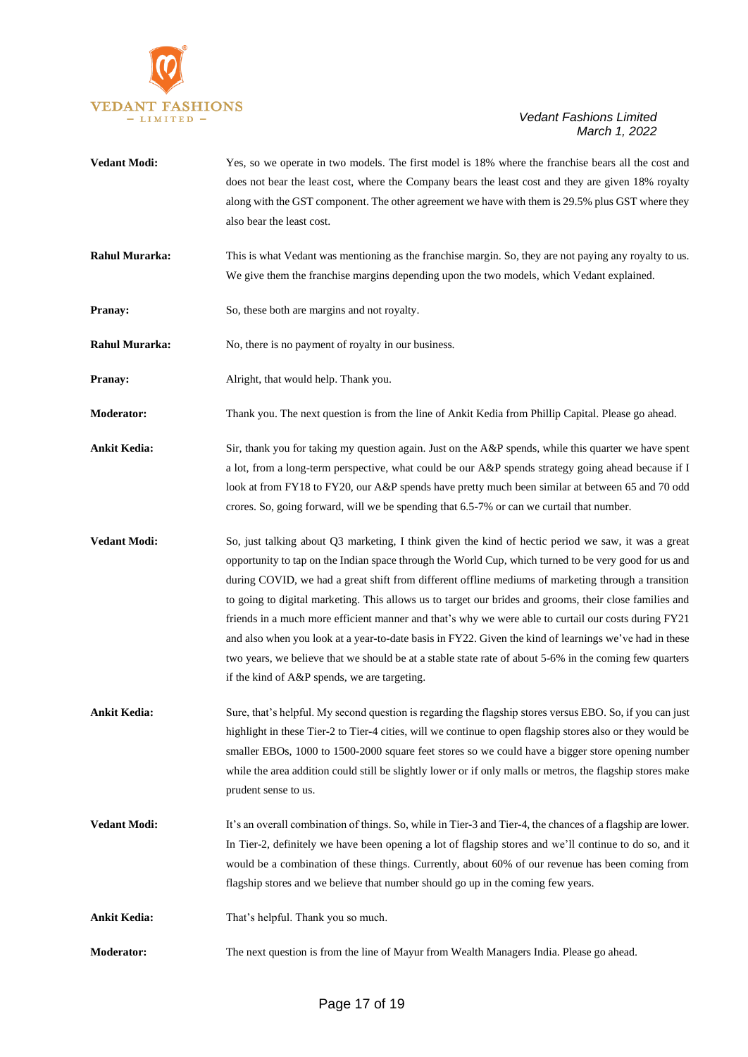**Vedant Modi:** Yes, so we operate in two models. The first model is 18% where the franchise bears all the cost and does not bear the least cost, where the Company bears the least cost and they are given 18% royalty along with the GST component. The other agreement we have with them is 29.5% plus GST where they also bear the least cost.

**Rahul Murarka:** This is what Vedant was mentioning as the franchise margin. So, they are not paying any royalty to us. We give them the franchise margins depending upon the two models, which Vedant explained.

**Pranay:** So, these both are margins and not royalty.

**Rahul Murarka:** No, there is no payment of royalty in our business.

**Pranay:** Alright, that would help. Thank you.

**Moderator:** Thank you. The next question is from the line of Ankit Kedia from Phillip Capital. Please go ahead.

**Ankit Kedia:** Sir, thank you for taking my question again. Just on the A&P spends, while this quarter we have spent a lot, from a long-term perspective, what could be our A&P spends strategy going ahead because if I look at from FY18 to FY20, our A&P spends have pretty much been similar at between 65 and 70 odd crores. So, going forward, will we be spending that 6.5-7% or can we curtail that number.

**Vedant Modi:** So, just talking about Q3 marketing, I think given the kind of hectic period we saw, it was a great opportunity to tap on the Indian space through the World Cup, which turned to be very good for us and during COVID, we had a great shift from different offline mediums of marketing through a transition to going to digital marketing. This allows us to target our brides and grooms, their close families and friends in a much more efficient manner and that's why we were able to curtail our costs during FY21 and also when you look at a year-to-date basis in FY22. Given the kind of learnings we've had in these two years, we believe that we should be at a stable state rate of about 5-6% in the coming few quarters if the kind of A&P spends, we are targeting.

**Ankit Kedia:** Sure, that's helpful. My second question is regarding the flagship stores versus EBO. So, if you can just highlight in these Tier-2 to Tier-4 cities, will we continue to open flagship stores also or they would be smaller EBOs, 1000 to 1500-2000 square feet stores so we could have a bigger store opening number while the area addition could still be slightly lower or if only malls or metros, the flagship stores make prudent sense to us.

**Vedant Modi:** It's an overall combination of things. So, while in Tier-3 and Tier-4, the chances of a flagship are lower. In Tier-2, definitely we have been opening a lot of flagship stores and we'll continue to do so, and it would be a combination of these things. Currently, about 60% of our revenue has been coming from flagship stores and we believe that number should go up in the coming few years.

**Ankit Kedia:** That's helpful. Thank you so much.

**Moderator:** The next question is from the line of Mayur from Wealth Managers India. Please go ahead.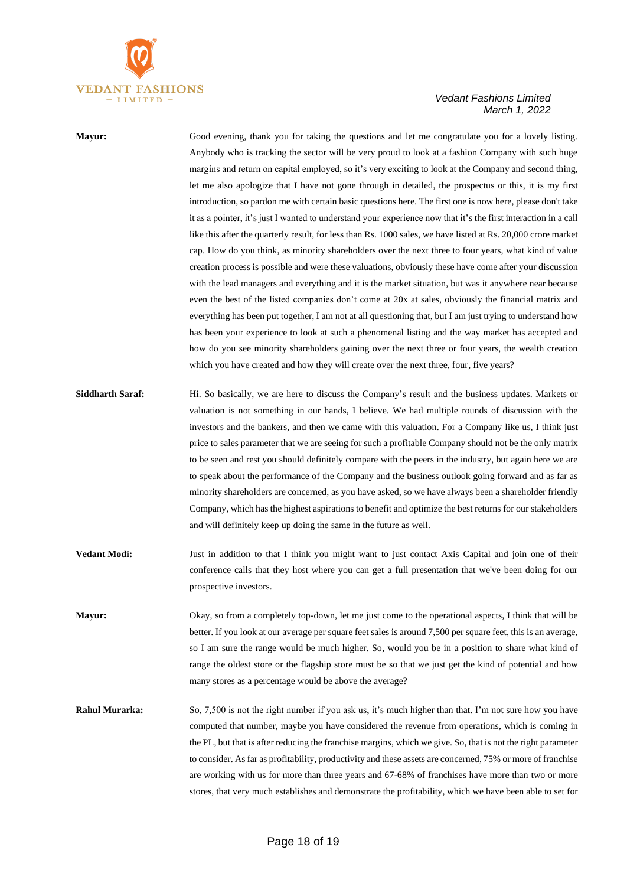**Mayur:** Good evening, thank you for taking the questions and let me congratulate you for a lovely listing. Anybody who is tracking the sector will be very proud to look at a fashion Company with such huge margins and return on capital employed, so it's very exciting to look at the Company and second thing, let me also apologize that I have not gone through in detailed, the prospectus or this, it is my first introduction, so pardon me with certain basic questions here. The first one is now here, please don't take it as a pointer, it's just I wanted to understand your experience now that it's the first interaction in a call like this after the quarterly result, for less than Rs. 1000 sales, we have listed at Rs. 20,000 crore market cap. How do you think, as minority shareholders over the next three to four years, what kind of value creation process is possible and were these valuations, obviously these have come after your discussion with the lead managers and everything and it is the market situation, but was it anywhere near because even the best of the listed companies don't come at 20x at sales, obviously the financial matrix and everything has been put together, I am not at all questioning that, but I am just trying to understand how has been your experience to look at such a phenomenal listing and the way market has accepted and how do you see minority shareholders gaining over the next three or four years, the wealth creation which you have created and how they will create over the next three, four, five years?

**Siddharth Saraf:** Hi. So basically, we are here to discuss the Company's result and the business updates. Markets or valuation is not something in our hands, I believe. We had multiple rounds of discussion with the investors and the bankers, and then we came with this valuation. For a Company like us, I think just price to sales parameter that we are seeing for such a profitable Company should not be the only matrix to be seen and rest you should definitely compare with the peers in the industry, but again here we are to speak about the performance of the Company and the business outlook going forward and as far as minority shareholders are concerned, as you have asked, so we have always been a shareholder friendly Company, which has the highest aspirations to benefit and optimize the best returns for our stakeholders and will definitely keep up doing the same in the future as well.

**Vedant Modi:** Just in addition to that I think you might want to just contact Axis Capital and join one of their conference calls that they host where you can get a full presentation that we've been doing for our prospective investors.

**Mayur:** Okay, so from a completely top-down, let me just come to the operational aspects, I think that will be better. If you look at our average per square feet sales is around 7,500 per square feet, this is an average, so I am sure the range would be much higher. So, would you be in a position to share what kind of range the oldest store or the flagship store must be so that we just get the kind of potential and how many stores as a percentage would be above the average?

**Rahul Murarka:** So, 7,500 is not the right number if you ask us, it's much higher than that. I'm not sure how you have computed that number, maybe you have considered the revenue from operations, which is coming in the PL, but that is after reducing the franchise margins, which we give. So, that is not the right parameter to consider. As far as profitability, productivity and these assets are concerned, 75% or more of franchise are working with us for more than three years and 67-68% of franchises have more than two or more stores, that very much establishes and demonstrate the profitability, which we have been able to set for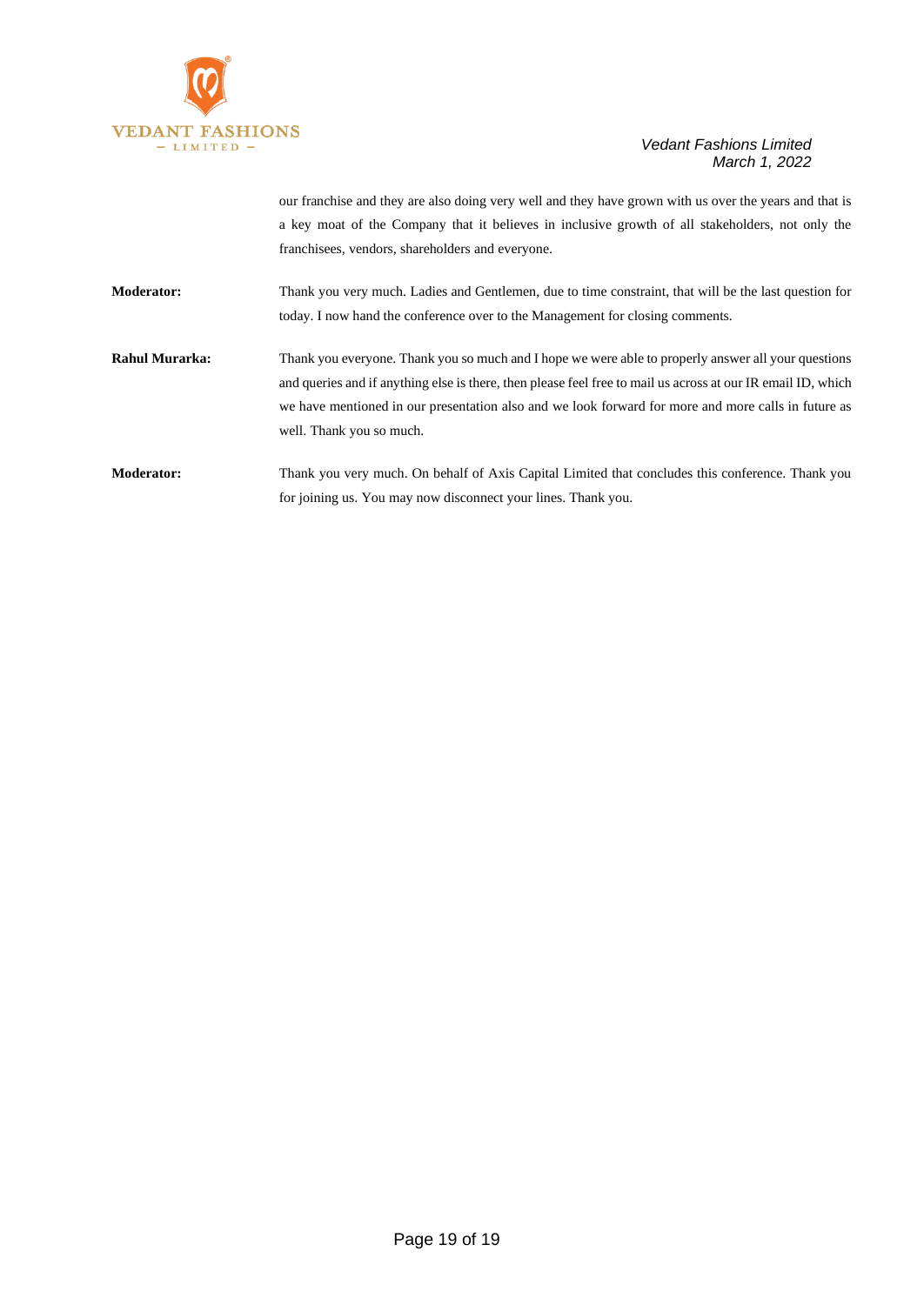our franchise and they are also doing very well and they have grown with us over the years and that is a key moat of the Company that it believes in inclusive growth of all stakeholders, not only the franchisees, vendors, shareholders and everyone.

**Moderator:** Thank you very much. Ladies and Gentlemen, due to time constraint, that will be the last question for today. I now hand the conference over to the Management for closing comments.

**Rahul Murarka:** Thank you everyone. Thank you so much and I hope we were able to properly answer all your questions and queries and if anything else is there, then please feel free to mail us across at our IR email ID, which we have mentioned in our presentation also and we look forward for more and more calls in future as well. Thank you so much.

**Moderator:** Thank you very much. On behalf of Axis Capital Limited that concludes this conference. Thank you for joining us. You may now disconnect your lines. Thank you.